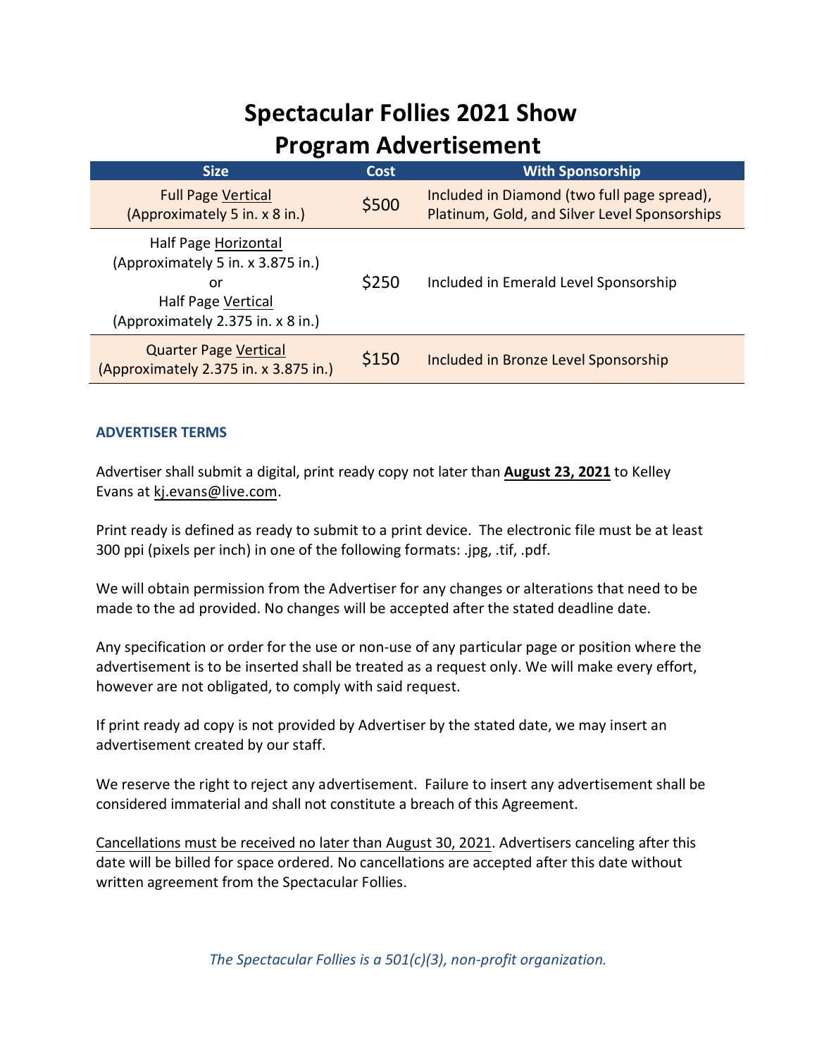# Spectacular Follies 2021 Show
# Program Advertisement

| Size | Cost | With Sponsorship |
|---|---|---|
| Full Page Vertical (Approximately 5 in. x 8 in.) | \$500 | Included in Diamond (two full page spread), Platinum, Gold, and Silver Level Sponsorships |
| Half Page Horizontal (Approximately 5 in. x 3.875 in.) or Half Page Vertical (Approximately 2.375 in. x 8 in.) | \$250 | Included in Emerald Level Sponsorship |
| Quarter Page Vertical (Approximately 2.375 in. x 3.875 in.) | \$150 | Included in Bronze Level Sponsorship |

### ADVERTISER TERMS

Advertiser shall submit a digital, print ready copy not later than **August 23, 2021** to Kelley Evans at kj.evans@live.com.

Print ready is defined as ready to submit to a print device. The electronic file must be at least 300 ppi (pixels per inch) in one of the following formats: .jpg, .tif, .pdf.

We will obtain permission from the Advertiser for any changes or alterations that need to be made to the ad provided. No changes will be accepted after the stated deadline date.

Any specification or order for the use or non-use of any particular page or position where the advertisement is to be inserted shall be treated as a request only. We will make every effort, however are not obligated, to comply with said request.

If print ready ad copy is not provided by Advertiser by the stated date, we may insert an advertisement created by our staff.

We reserve the right to reject any advertisement. Failure to insert any advertisement shall be considered immaterial and shall not constitute a breach of this Agreement.

Cancellations must be received no later than August 30, 2021. Advertisers canceling after this date will be billed for space ordered. No cancellations are accepted after this date without written agreement from the Spectacular Follies.

*The Spectacular Follies is a 501(c)(3), non-profit organization.*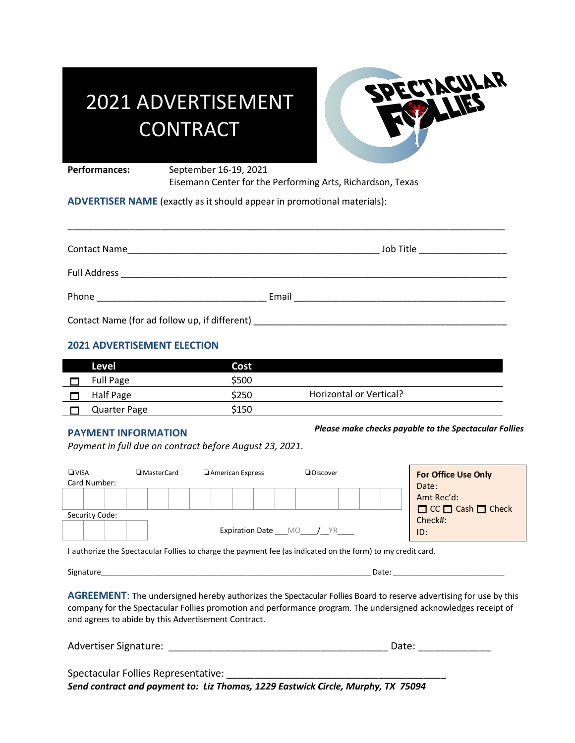# 2021 ADVERTISEMENT CONTRACT

SPECTACULAR FOLLIES

**Performances:** September 16-19, 2021
Eisemann Center for the Performing Arts, Richardson, Texas

**ADVERTISER NAME** (exactly as it should appear in promotional materials):

______________________________________________________________________________

Contact Name________________________________________________ Job Title ________________

Full Address ___________________________________________________________________________

Phone _________________________________ Email __________________________________________

Contact Name (for ad follow up, if different) __________________________________________________

## 2021 ADVERTISEMENT ELECTION

| | Level | Cost | |
|---|---|---|---|
| ☐ | Full Page | $500 | |
| ☐ | Half Page | $250 | Horizontal or Vertical? |
| ☐ | Quarter Page | $150 | |

## PAYMENT INFORMATION

***Please make checks payable to the Spectacular Follies***

*Payment in full due on contract before August 23, 2021.*

❑VISA ❑MasterCard ❑American Express ❑Discover

Card Number:

Security Code:

Expiration Date ___MO____/__YR____

**For Office Use Only**
Date:
Amt Rec'd:
☐ CC ☐ Cash ☐ Check
Check#:
ID:

I authorize the Spectacular Follies to charge the payment fee (as indicated on the form) to my credit card.

Signature_______________________________________________________________ Date: _________________________

**AGREEMENT**: The undersigned hereby authorizes the Spectacular Follies Board to reserve advertising for use by this company for the Spectacular Follies promotion and performance program. The undersigned acknowledges receipt of and agrees to abide by this Advertisement Contract.

Advertiser Signature: ________________________________________ Date: _____________

Spectacular Follies Representative: ________________________________________

***Send contract and payment to: Liz Thomas, 1229 Eastwick Circle, Murphy, TX 75094***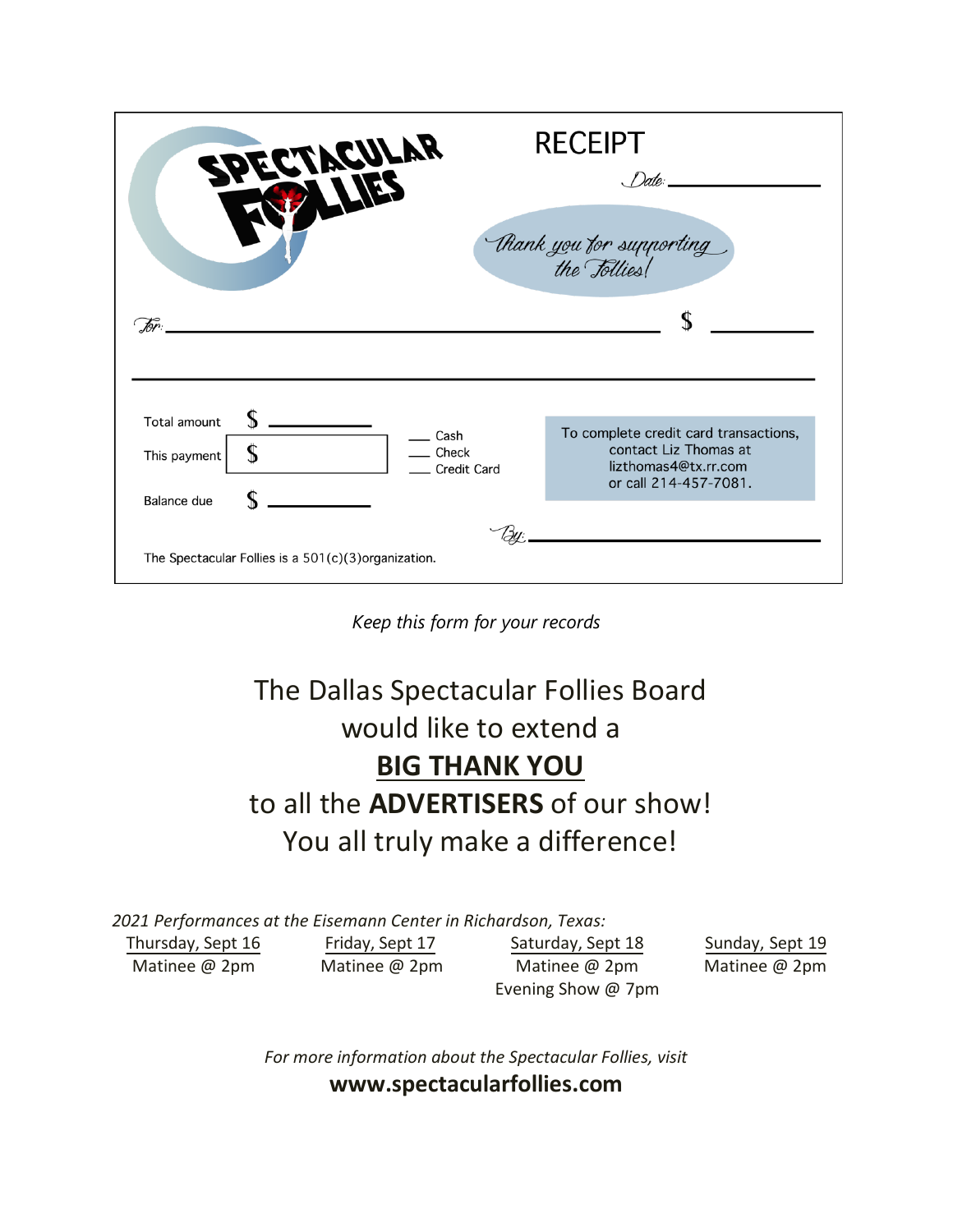SPECTACULAR FOLLIES

# RECEIPT

Date: ______________

*Thank you for supporting the Follies!*

For: ______________________________________________ $ ________

______________________________________________________________

Total amount $ __________

This payment $ [          ]

Balance due $ __________

___ Cash
___ Check
___ Credit Card

To complete credit card transactions, contact Liz Thomas at lizthomas4@tx.rr.com or call 214-457-7081.

By: ______________________________

The Spectacular Follies is a 501(c)(3)organization.

*Keep this form for your records*

The Dallas Spectacular Follies Board
would like to extend a
**BIG THANK YOU**
to all the **ADVERTISERS** of our show!
You all truly make a difference!

*2021 Performances at the Eisemann Center in Richardson, Texas:*

| Thursday, Sept 16 | Friday, Sept 17 | Saturday, Sept 18 | Sunday, Sept 19 |
|---|---|---|---|
| Matinee @ 2pm | Matinee @ 2pm | Matinee @ 2pm<br>Evening Show @ 7pm | Matinee @ 2pm |

*For more information about the Spectacular Follies, visit*
**www.spectacularfollies.com**